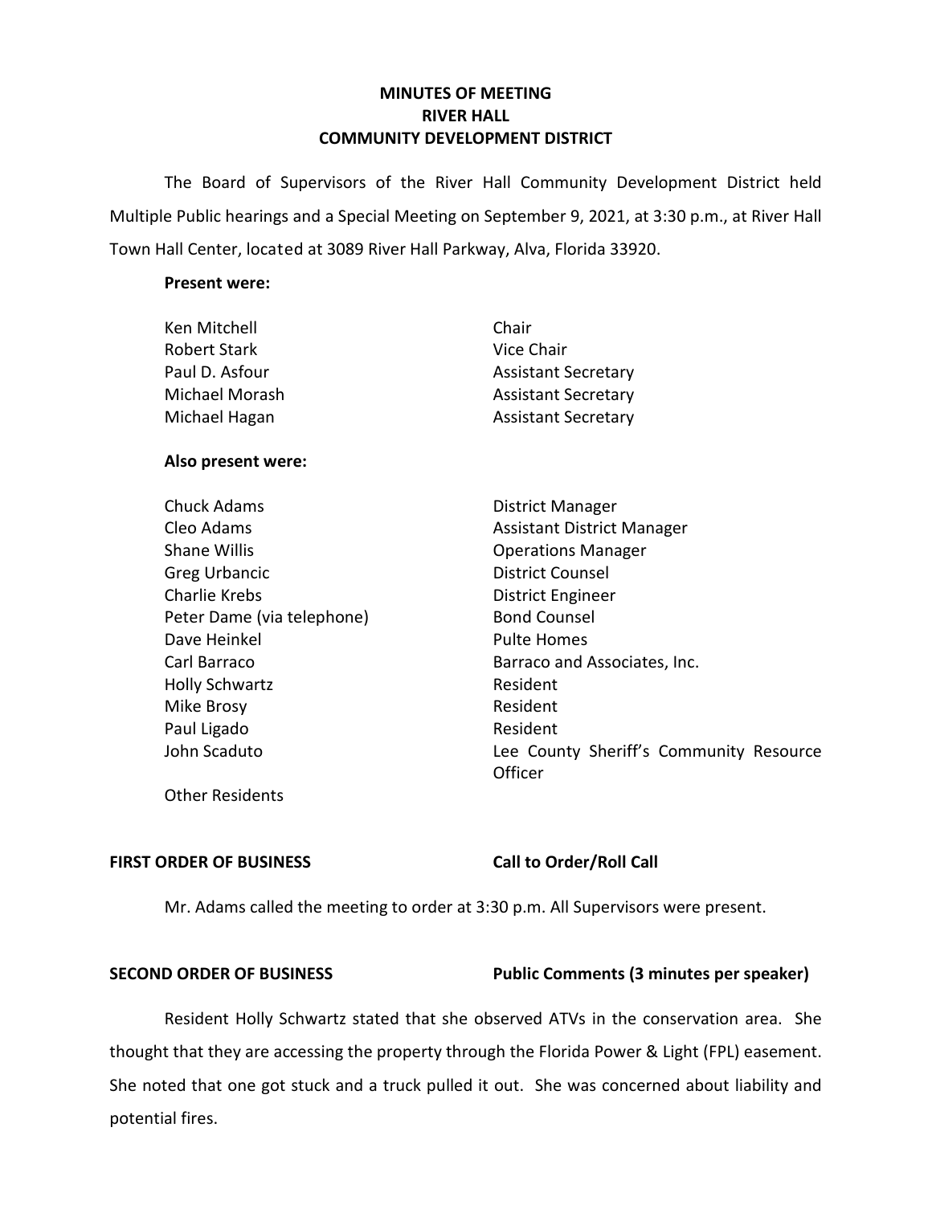# MINUTES OF MEETING
# RIVER HALL
# COMMUNITY DEVELOPMENT DISTRICT

The Board of Supervisors of the River Hall Community Development District held Multiple Public hearings and a Special Meeting on September 9, 2021, at 3:30 p.m., at River Hall Town Hall Center, located at 3089 River Hall Parkway, Alva, Florida 33920.

**Present were:**

| | |
|---|---|
| Ken Mitchell | Chair |
| Robert Stark | Vice Chair |
| Paul D. Asfour | Assistant Secretary |
| Michael Morash | Assistant Secretary |
| Michael Hagan | Assistant Secretary |

**Also present were:**

| | |
|---|---|
| Chuck Adams | District Manager |
| Cleo Adams | Assistant District Manager |
| Shane Willis | Operations Manager |
| Greg Urbancic | District Counsel |
| Charlie Krebs | District Engineer |
| Peter Dame (via telephone) | Bond Counsel |
| Dave Heinkel | Pulte Homes |
| Carl Barraco | Barraco and Associates, Inc. |
| Holly Schwartz | Resident |
| Mike Brosy | Resident |
| Paul Ligado | Resident |
| John Scaduto | Lee County Sheriff's Community Resource Officer |
| Other Residents | |

**FIRST ORDER OF BUSINESS** **Call to Order/Roll Call**

Mr. Adams called the meeting to order at 3:30 p.m. All Supervisors were present.

**SECOND ORDER OF BUSINESS** **Public Comments (3 minutes per speaker)**

Resident Holly Schwartz stated that she observed ATVs in the conservation area. She thought that they are accessing the property through the Florida Power & Light (FPL) easement. She noted that one got stuck and a truck pulled it out. She was concerned about liability and potential fires.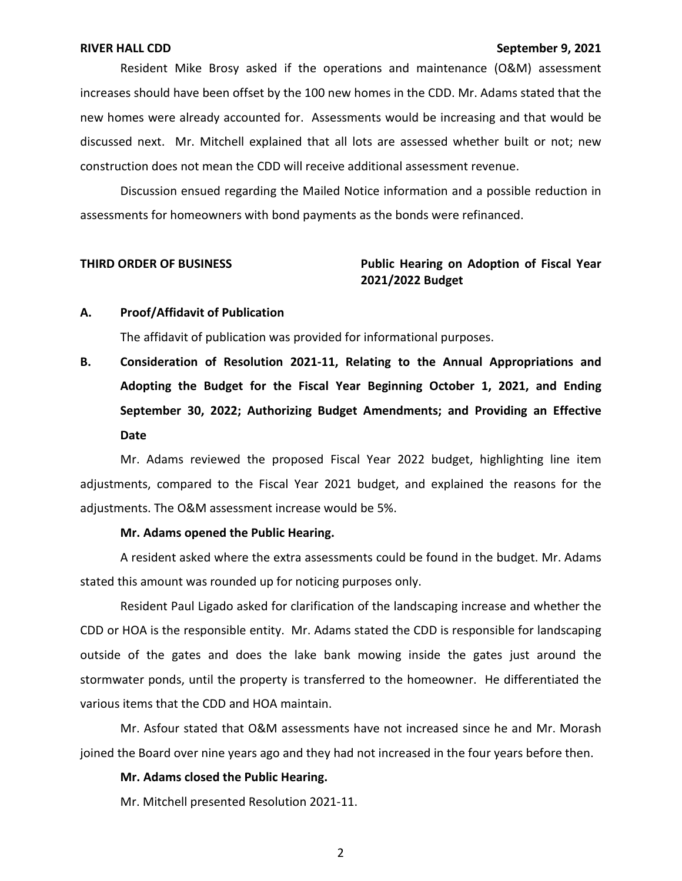Resident Mike Brosy asked if the operations and maintenance (O&M) assessment increases should have been offset by the 100 new homes in the CDD. Mr. Adams stated that the new homes were already accounted for. Assessments would be increasing and that would be discussed next. Mr. Mitchell explained that all lots are assessed whether built or not; new construction does not mean the CDD will receive additional assessment revenue.

Discussion ensued regarding the Mailed Notice information and a possible reduction in assessments for homeowners with bond payments as the bonds were refinanced.

**THIRD ORDER OF BUSINESS** **Public Hearing on Adoption of Fiscal Year 2021/2022 Budget**

**A. Proof/Affidavit of Publication**

The affidavit of publication was provided for informational purposes.

**B. Consideration of Resolution 2021-11, Relating to the Annual Appropriations and Adopting the Budget for the Fiscal Year Beginning October 1, 2021, and Ending September 30, 2022; Authorizing Budget Amendments; and Providing an Effective Date**

Mr. Adams reviewed the proposed Fiscal Year 2022 budget, highlighting line item adjustments, compared to the Fiscal Year 2021 budget, and explained the reasons for the adjustments. The O&M assessment increase would be 5%.

**Mr. Adams opened the Public Hearing.**

A resident asked where the extra assessments could be found in the budget. Mr. Adams stated this amount was rounded up for noticing purposes only.

Resident Paul Ligado asked for clarification of the landscaping increase and whether the CDD or HOA is the responsible entity. Mr. Adams stated the CDD is responsible for landscaping outside of the gates and does the lake bank mowing inside the gates just around the stormwater ponds, until the property is transferred to the homeowner. He differentiated the various items that the CDD and HOA maintain.

Mr. Asfour stated that O&M assessments have not increased since he and Mr. Morash joined the Board over nine years ago and they had not increased in the four years before then.

**Mr. Adams closed the Public Hearing.**

Mr. Mitchell presented Resolution 2021-11.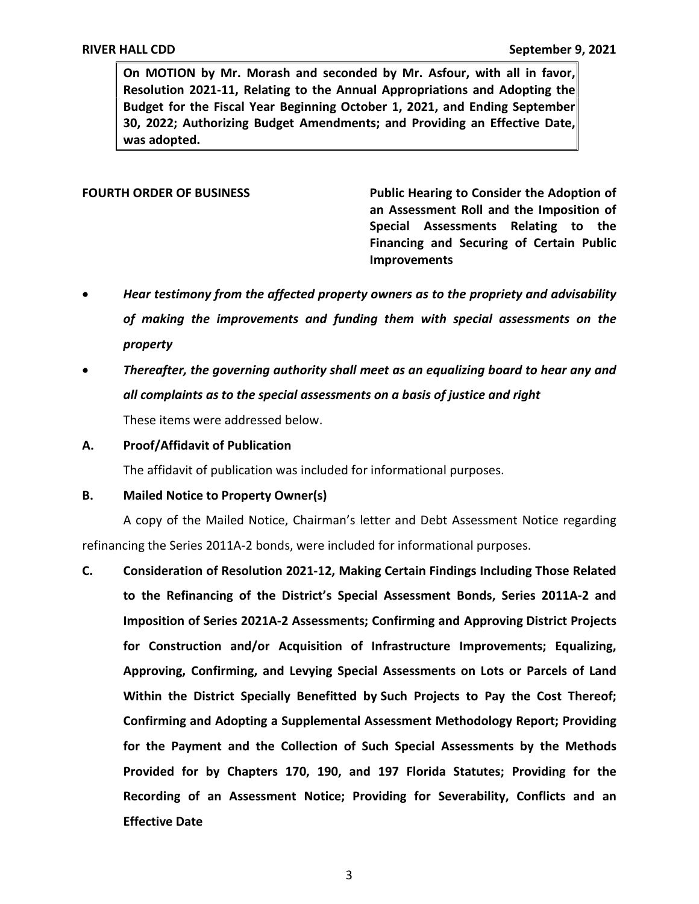**On MOTION by Mr. Morash and seconded by Mr. Asfour, with all in favor, Resolution 2021-11, Relating to the Annual Appropriations and Adopting the Budget for the Fiscal Year Beginning October 1, 2021, and Ending September 30, 2022; Authorizing Budget Amendments; and Providing an Effective Date, was adopted.**

**FOURTH ORDER OF BUSINESS** **Public Hearing to Consider the Adoption of an Assessment Roll and the Imposition of Special Assessments Relating to the Financing and Securing of Certain Public Improvements**

- ***Hear testimony from the affected property owners as to the propriety and advisability of making the improvements and funding them with special assessments on the property***
- ***Thereafter, the governing authority shall meet as an equalizing board to hear any and all complaints as to the special assessments on a basis of justice and right***

These items were addressed below.

**A. Proof/Affidavit of Publication**

The affidavit of publication was included for informational purposes.

**B. Mailed Notice to Property Owner(s)**

A copy of the Mailed Notice, Chairman's letter and Debt Assessment Notice regarding refinancing the Series 2011A-2 bonds, were included for informational purposes.

**C. Consideration of Resolution 2021-12, Making Certain Findings Including Those Related to the Refinancing of the District's Special Assessment Bonds, Series 2011A-2 and Imposition of Series 2021A-2 Assessments; Confirming and Approving District Projects for Construction and/or Acquisition of Infrastructure Improvements; Equalizing, Approving, Confirming, and Levying Special Assessments on Lots or Parcels of Land Within the District Specially Benefitted by Such Projects to Pay the Cost Thereof; Confirming and Adopting a Supplemental Assessment Methodology Report; Providing for the Payment and the Collection of Such Special Assessments by the Methods Provided for by Chapters 170, 190, and 197 Florida Statutes; Providing for the Recording of an Assessment Notice; Providing for Severability, Conflicts and an Effective Date**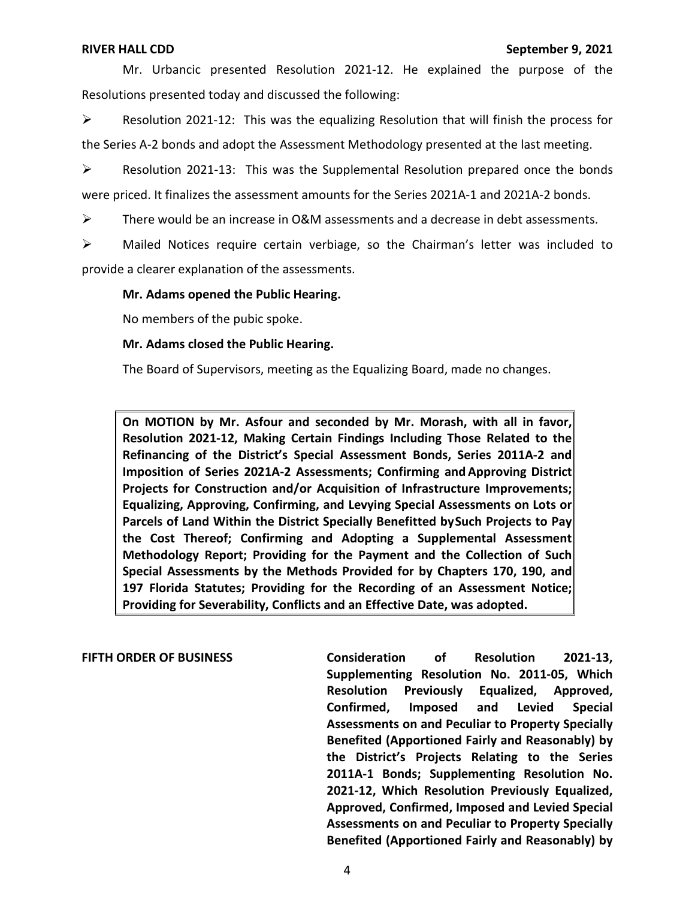Mr. Urbancic presented Resolution 2021-12. He explained the purpose of the Resolutions presented today and discussed the following:

- Resolution 2021-12: This was the equalizing Resolution that will finish the process for the Series A-2 bonds and adopt the Assessment Methodology presented at the last meeting.
- Resolution 2021-13: This was the Supplemental Resolution prepared once the bonds were priced. It finalizes the assessment amounts for the Series 2021A-1 and 2021A-2 bonds.
- There would be an increase in O&M assessments and a decrease in debt assessments.
- Mailed Notices require certain verbiage, so the Chairman's letter was included to provide a clearer explanation of the assessments.

**Mr. Adams opened the Public Hearing.**

No members of the pubic spoke.

**Mr. Adams closed the Public Hearing.**

The Board of Supervisors, meeting as the Equalizing Board, made no changes.

> **On MOTION by Mr. Asfour and seconded by Mr. Morash, with all in favor, Resolution 2021-12, Making Certain Findings Including Those Related to the Refinancing of the District's Special Assessment Bonds, Series 2011A-2 and Imposition of Series 2021A-2 Assessments; Confirming and Approving District Projects for Construction and/or Acquisition of Infrastructure Improvements; Equalizing, Approving, Confirming, and Levying Special Assessments on Lots or Parcels of Land Within the District Specially Benefitted by Such Projects to Pay the Cost Thereof; Confirming and Adopting a Supplemental Assessment Methodology Report; Providing for the Payment and the Collection of Such Special Assessments by the Methods Provided for by Chapters 170, 190, and 197 Florida Statutes; Providing for the Recording of an Assessment Notice; Providing for Severability, Conflicts and an Effective Date, was adopted.**

**FIFTH ORDER OF BUSINESS** **Consideration of Resolution 2021-13, Supplementing Resolution No. 2011-05, Which Resolution Previously Equalized, Approved, Confirmed, Imposed and Levied Special Assessments on and Peculiar to Property Specially Benefited (Apportioned Fairly and Reasonably) by the District's Projects Relating to the Series 2011A-1 Bonds; Supplementing Resolution No. 2021-12, Which Resolution Previously Equalized, Approved, Confirmed, Imposed and Levied Special Assessments on and Peculiar to Property Specially Benefited (Apportioned Fairly and Reasonably) by**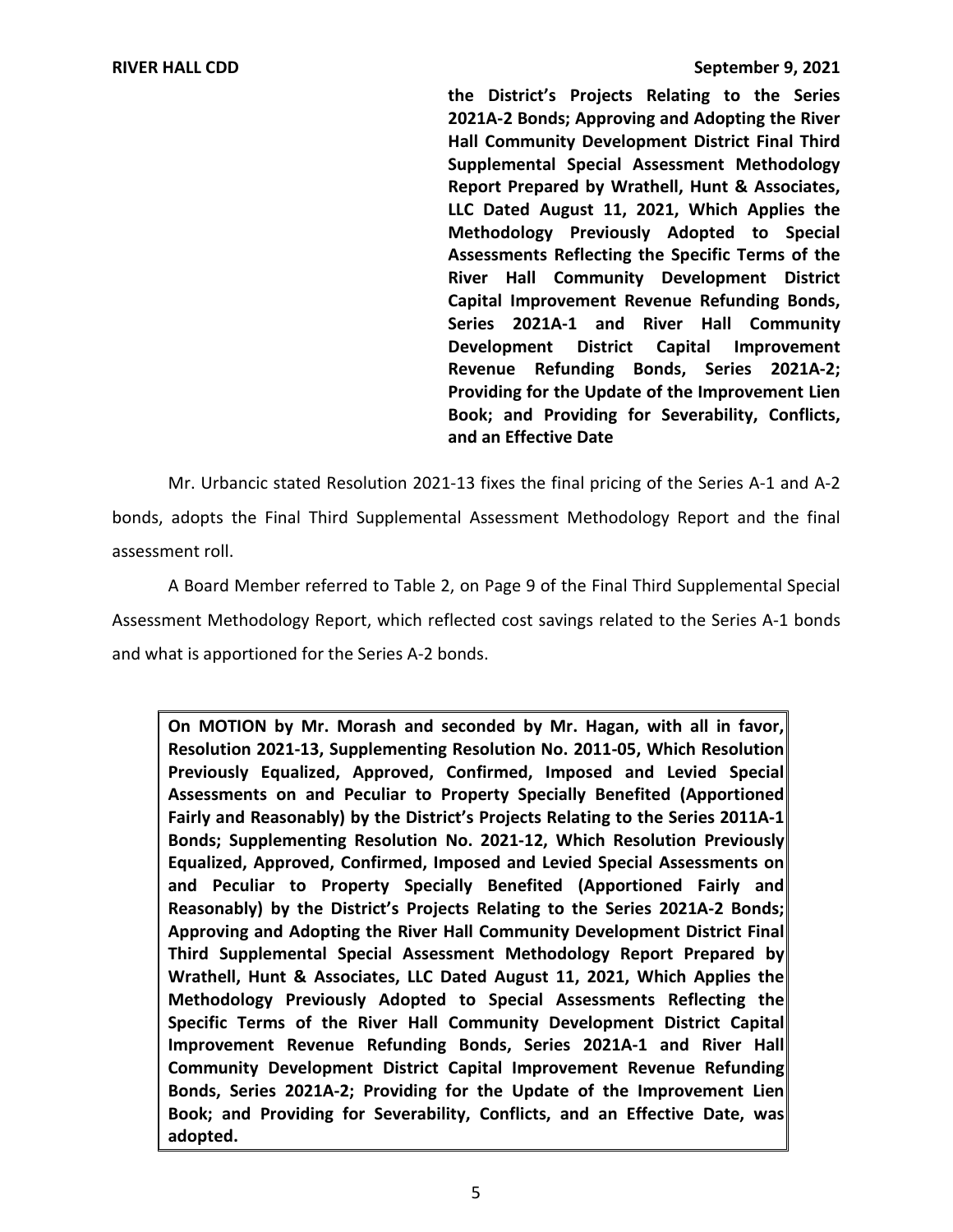**the District's Projects Relating to the Series 2021A-2 Bonds; Approving and Adopting the River Hall Community Development District Final Third Supplemental Special Assessment Methodology Report Prepared by Wrathell, Hunt & Associates, LLC Dated August 11, 2021, Which Applies the Methodology Previously Adopted to Special Assessments Reflecting the Specific Terms of the River Hall Community Development District Capital Improvement Revenue Refunding Bonds, Series 2021A-1 and River Hall Community Development District Capital Improvement Revenue Refunding Bonds, Series 2021A-2; Providing for the Update of the Improvement Lien Book; and Providing for Severability, Conflicts, and an Effective Date**

Mr. Urbancic stated Resolution 2021-13 fixes the final pricing of the Series A-1 and A-2 bonds, adopts the Final Third Supplemental Assessment Methodology Report and the final assessment roll.

A Board Member referred to Table 2, on Page 9 of the Final Third Supplemental Special Assessment Methodology Report, which reflected cost savings related to the Series A-1 bonds and what is apportioned for the Series A-2 bonds.

**On MOTION by Mr. Morash and seconded by Mr. Hagan, with all in favor, Resolution 2021-13, Supplementing Resolution No. 2011-05, Which Resolution Previously Equalized, Approved, Confirmed, Imposed and Levied Special Assessments on and Peculiar to Property Specially Benefited (Apportioned Fairly and Reasonably) by the District's Projects Relating to the Series 2011A-1 Bonds; Supplementing Resolution No. 2021-12, Which Resolution Previously Equalized, Approved, Confirmed, Imposed and Levied Special Assessments on and Peculiar to Property Specially Benefited (Apportioned Fairly and Reasonably) by the District's Projects Relating to the Series 2021A-2 Bonds; Approving and Adopting the River Hall Community Development District Final Third Supplemental Special Assessment Methodology Report Prepared by Wrathell, Hunt & Associates, LLC Dated August 11, 2021, Which Applies the Methodology Previously Adopted to Special Assessments Reflecting the Specific Terms of the River Hall Community Development District Capital Improvement Revenue Refunding Bonds, Series 2021A-1 and River Hall Community Development District Capital Improvement Revenue Refunding Bonds, Series 2021A-2; Providing for the Update of the Improvement Lien Book; and Providing for Severability, Conflicts, and an Effective Date, was adopted.**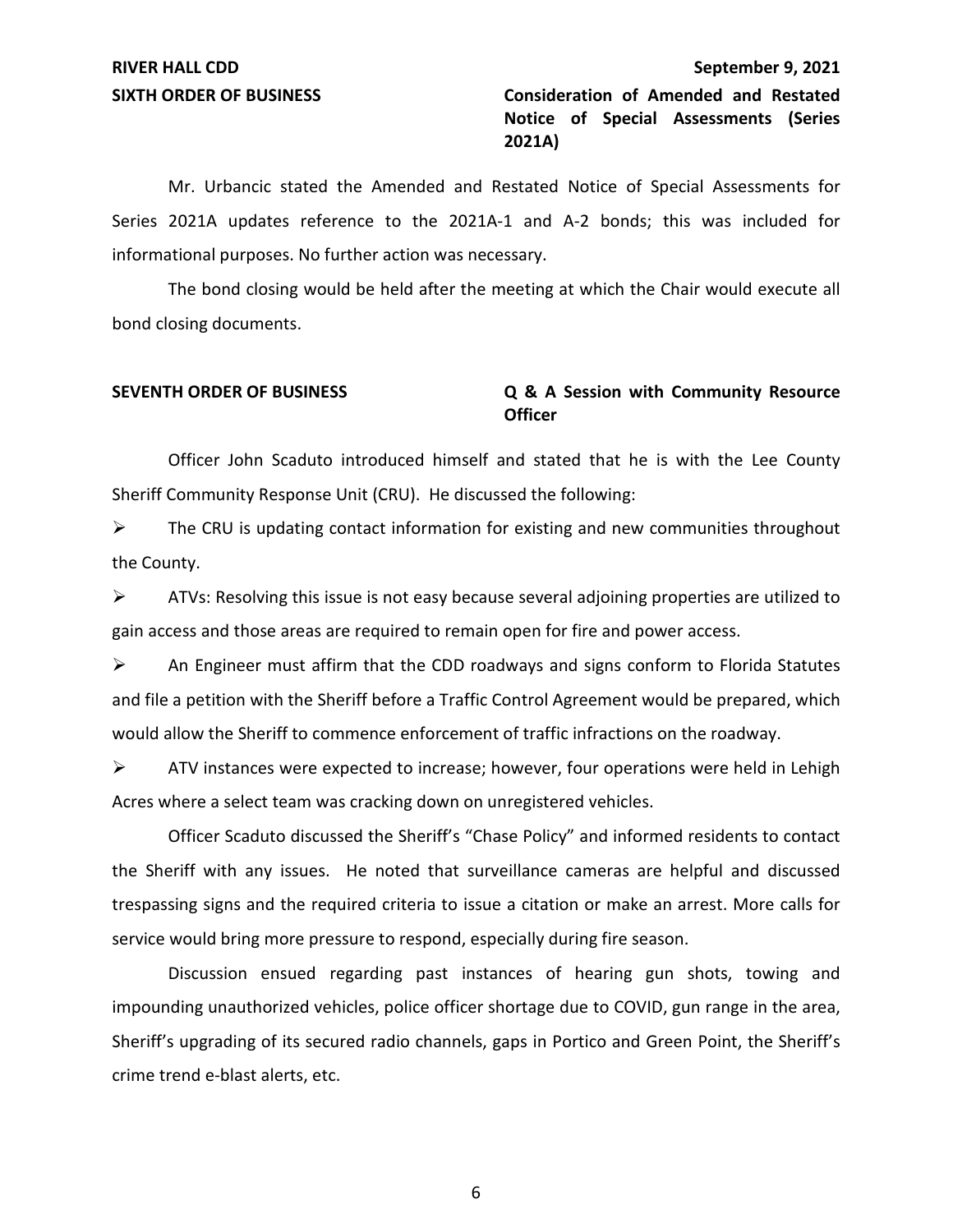**SIXTH ORDER OF BUSINESS** **Consideration of Amended and Restated Notice of Special Assessments (Series 2021A)**

Mr. Urbancic stated the Amended and Restated Notice of Special Assessments for Series 2021A updates reference to the 2021A-1 and A-2 bonds; this was included for informational purposes. No further action was necessary.

The bond closing would be held after the meeting at which the Chair would execute all bond closing documents.

**SEVENTH ORDER OF BUSINESS** **Q & A Session with Community Resource Officer**

Officer John Scaduto introduced himself and stated that he is with the Lee County Sheriff Community Response Unit (CRU). He discussed the following:

- The CRU is updating contact information for existing and new communities throughout the County.
- ATVs: Resolving this issue is not easy because several adjoining properties are utilized to gain access and those areas are required to remain open for fire and power access.
- An Engineer must affirm that the CDD roadways and signs conform to Florida Statutes and file a petition with the Sheriff before a Traffic Control Agreement would be prepared, which would allow the Sheriff to commence enforcement of traffic infractions on the roadway.
- ATV instances were expected to increase; however, four operations were held in Lehigh Acres where a select team was cracking down on unregistered vehicles.

Officer Scaduto discussed the Sheriff's "Chase Policy" and informed residents to contact the Sheriff with any issues. He noted that surveillance cameras are helpful and discussed trespassing signs and the required criteria to issue a citation or make an arrest. More calls for service would bring more pressure to respond, especially during fire season.

Discussion ensued regarding past instances of hearing gun shots, towing and impounding unauthorized vehicles, police officer shortage due to COVID, gun range in the area, Sheriff's upgrading of its secured radio channels, gaps in Portico and Green Point, the Sheriff's crime trend e-blast alerts, etc.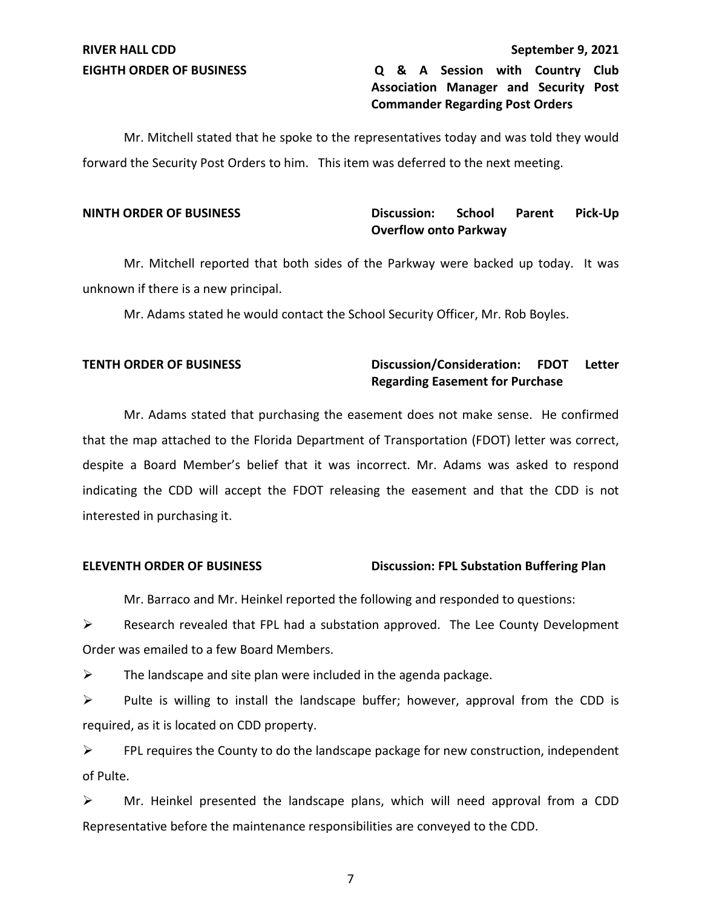**EIGHTH ORDER OF BUSINESS** **Q & A Session with Country Club Association Manager and Security Post Commander Regarding Post Orders**

Mr. Mitchell stated that he spoke to the representatives today and was told they would forward the Security Post Orders to him. This item was deferred to the next meeting.

**NINTH ORDER OF BUSINESS** **Discussion: School Parent Pick-Up Overflow onto Parkway**

Mr. Mitchell reported that both sides of the Parkway were backed up today. It was unknown if there is a new principal.

Mr. Adams stated he would contact the School Security Officer, Mr. Rob Boyles.

**TENTH ORDER OF BUSINESS** **Discussion/Consideration: FDOT Letter Regarding Easement for Purchase**

Mr. Adams stated that purchasing the easement does not make sense. He confirmed that the map attached to the Florida Department of Transportation (FDOT) letter was correct, despite a Board Member's belief that it was incorrect. Mr. Adams was asked to respond indicating the CDD will accept the FDOT releasing the easement and that the CDD is not interested in purchasing it.

**ELEVENTH ORDER OF BUSINESS** **Discussion: FPL Substation Buffering Plan**

Mr. Barraco and Mr. Heinkel reported the following and responded to questions:

- Research revealed that FPL had a substation approved. The Lee County Development Order was emailed to a few Board Members.
- The landscape and site plan were included in the agenda package.
- Pulte is willing to install the landscape buffer; however, approval from the CDD is required, as it is located on CDD property.
- FPL requires the County to do the landscape package for new construction, independent of Pulte.
- Mr. Heinkel presented the landscape plans, which will need approval from a CDD Representative before the maintenance responsibilities are conveyed to the CDD.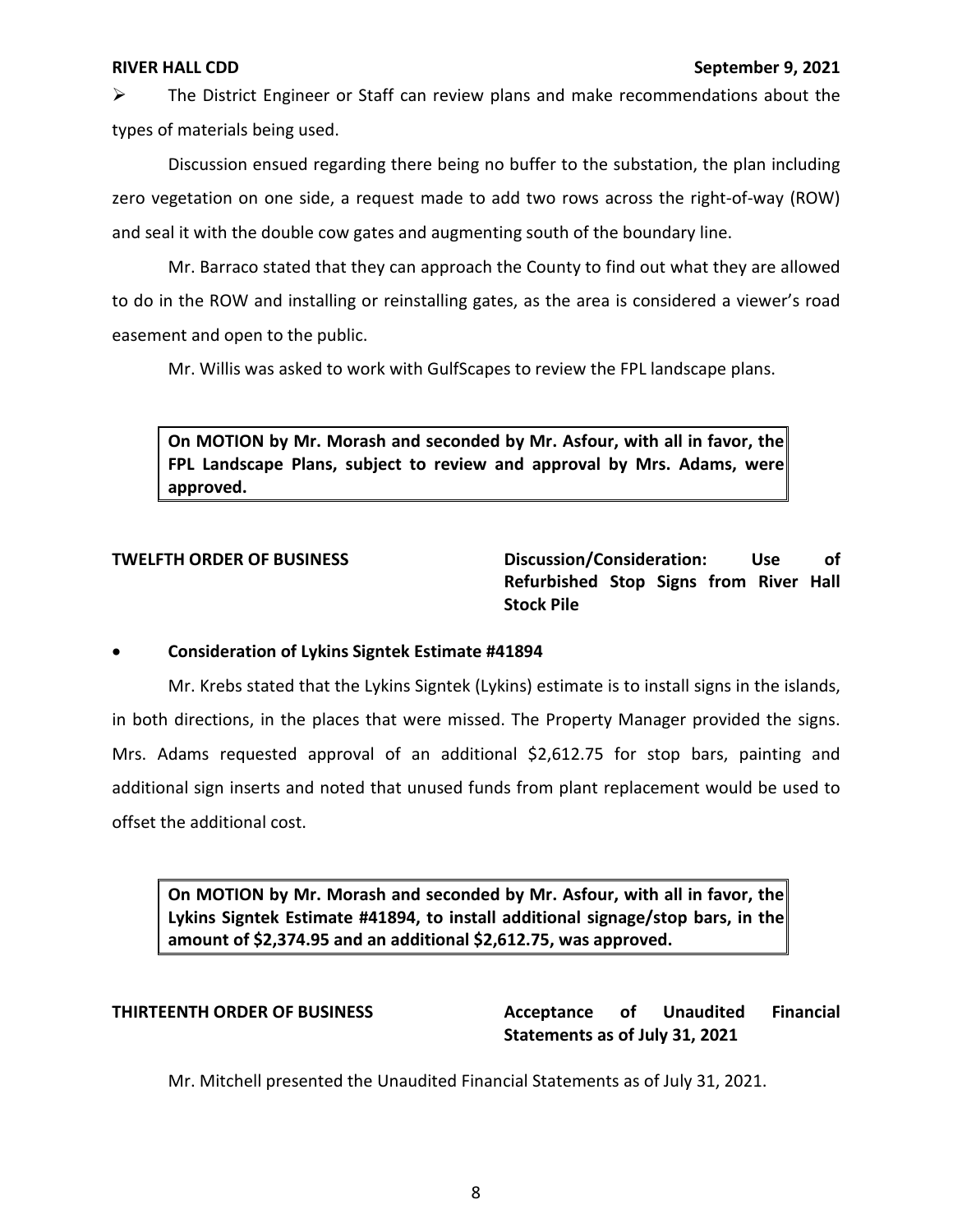- The District Engineer or Staff can review plans and make recommendations about the types of materials being used.

Discussion ensued regarding there being no buffer to the substation, the plan including zero vegetation on one side, a request made to add two rows across the right-of-way (ROW) and seal it with the double cow gates and augmenting south of the boundary line.

Mr. Barraco stated that they can approach the County to find out what they are allowed to do in the ROW and installing or reinstalling gates, as the area is considered a viewer's road easement and open to the public.

Mr. Willis was asked to work with GulfScapes to review the FPL landscape plans.

> **On MOTION by Mr. Morash and seconded by Mr. Asfour, with all in favor, the FPL Landscape Plans, subject to review and approval by Mrs. Adams, were approved.**

**TWELFTH ORDER OF BUSINESS** **Discussion/Consideration: Use of Refurbished Stop Signs from River Hall Stock Pile**

- **Consideration of Lykins Signtek Estimate #41894**

Mr. Krebs stated that the Lykins Signtek (Lykins) estimate is to install signs in the islands, in both directions, in the places that were missed. The Property Manager provided the signs. Mrs. Adams requested approval of an additional $2,612.75 for stop bars, painting and additional sign inserts and noted that unused funds from plant replacement would be used to offset the additional cost.

> **On MOTION by Mr. Morash and seconded by Mr. Asfour, with all in favor, the Lykins Signtek Estimate #41894, to install additional signage/stop bars, in the amount of $2,374.95 and an additional $2,612.75, was approved.**

**THIRTEENTH ORDER OF BUSINESS** **Acceptance of Unaudited Financial Statements as of July 31, 2021**

Mr. Mitchell presented the Unaudited Financial Statements as of July 31, 2021.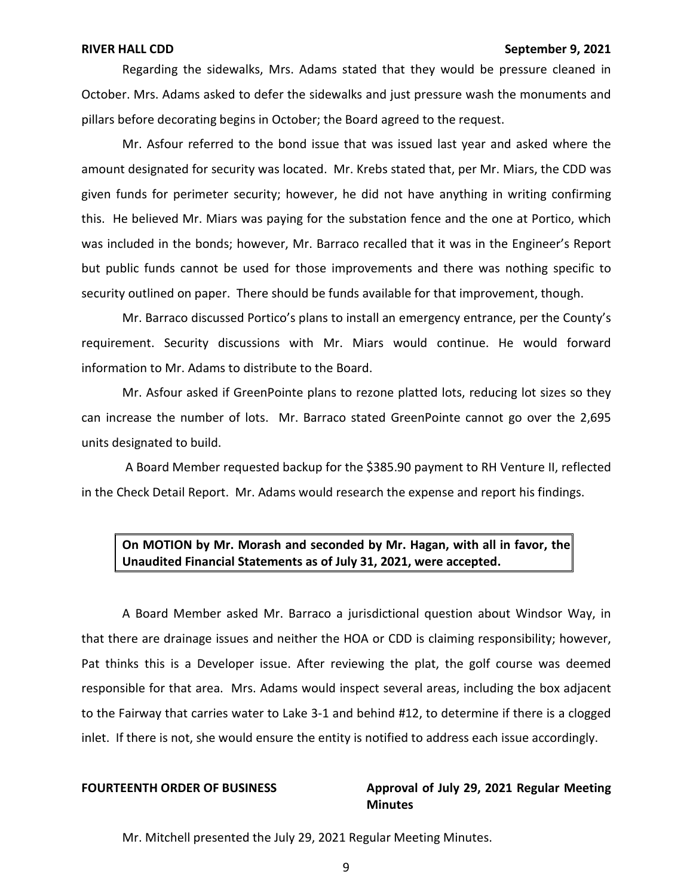Regarding the sidewalks, Mrs. Adams stated that they would be pressure cleaned in October. Mrs. Adams asked to defer the sidewalks and just pressure wash the monuments and pillars before decorating begins in October; the Board agreed to the request.

Mr. Asfour referred to the bond issue that was issued last year and asked where the amount designated for security was located. Mr. Krebs stated that, per Mr. Miars, the CDD was given funds for perimeter security; however, he did not have anything in writing confirming this. He believed Mr. Miars was paying for the substation fence and the one at Portico, which was included in the bonds; however, Mr. Barraco recalled that it was in the Engineer's Report but public funds cannot be used for those improvements and there was nothing specific to security outlined on paper. There should be funds available for that improvement, though.

Mr. Barraco discussed Portico's plans to install an emergency entrance, per the County's requirement. Security discussions with Mr. Miars would continue. He would forward information to Mr. Adams to distribute to the Board.

Mr. Asfour asked if GreenPointe plans to rezone platted lots, reducing lot sizes so they can increase the number of lots. Mr. Barraco stated GreenPointe cannot go over the 2,695 units designated to build.

A Board Member requested backup for the $385.90 payment to RH Venture II, reflected in the Check Detail Report. Mr. Adams would research the expense and report his findings.

**On MOTION by Mr. Morash and seconded by Mr. Hagan, with all in favor, the Unaudited Financial Statements as of July 31, 2021, were accepted.**

A Board Member asked Mr. Barraco a jurisdictional question about Windsor Way, in that there are drainage issues and neither the HOA or CDD is claiming responsibility; however, Pat thinks this is a Developer issue. After reviewing the plat, the golf course was deemed responsible for that area. Mrs. Adams would inspect several areas, including the box adjacent to the Fairway that carries water to Lake 3-1 and behind #12, to determine if there is a clogged inlet. If there is not, she would ensure the entity is notified to address each issue accordingly.

**FOURTEENTH ORDER OF BUSINESS** **Approval of July 29, 2021 Regular Meeting Minutes**

Mr. Mitchell presented the July 29, 2021 Regular Meeting Minutes.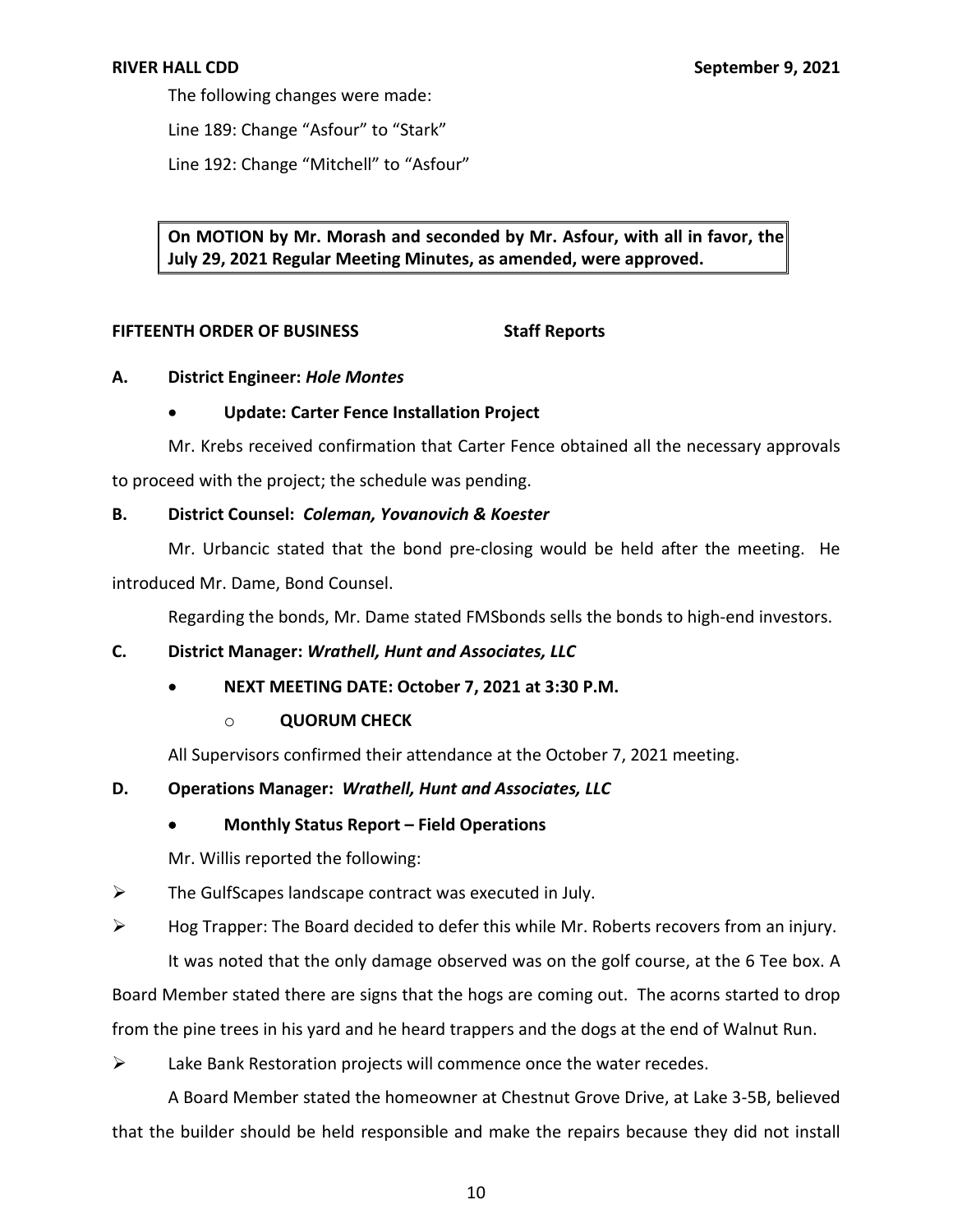The following changes were made:

Line 189: Change "Asfour" to "Stark"

Line 192: Change "Mitchell" to "Asfour"

**On MOTION by Mr. Morash and seconded by Mr. Asfour, with all in favor, the July 29, 2021 Regular Meeting Minutes, as amended, were approved.**

**FIFTEENTH ORDER OF BUSINESS Staff Reports**

**A. District Engineer: *Hole Montes***

- **Update: Carter Fence Installation Project**

Mr. Krebs received confirmation that Carter Fence obtained all the necessary approvals to proceed with the project; the schedule was pending.

**B. District Counsel: *Coleman, Yovanovich & Koester***

Mr. Urbancic stated that the bond pre-closing would be held after the meeting. He introduced Mr. Dame, Bond Counsel.

Regarding the bonds, Mr. Dame stated FMSbonds sells the bonds to high-end investors.

**C. District Manager: *Wrathell, Hunt and Associates, LLC***

- **NEXT MEETING DATE: October 7, 2021 at 3:30 P.M.**
  - **QUORUM CHECK**

All Supervisors confirmed their attendance at the October 7, 2021 meeting.

**D. Operations Manager: *Wrathell, Hunt and Associates, LLC***

- **Monthly Status Report – Field Operations**

Mr. Willis reported the following:

- The GulfScapes landscape contract was executed in July.
- Hog Trapper: The Board decided to defer this while Mr. Roberts recovers from an injury.

It was noted that the only damage observed was on the golf course, at the 6 Tee box. A Board Member stated there are signs that the hogs are coming out. The acorns started to drop from the pine trees in his yard and he heard trappers and the dogs at the end of Walnut Run.

- Lake Bank Restoration projects will commence once the water recedes.

A Board Member stated the homeowner at Chestnut Grove Drive, at Lake 3-5B, believed that the builder should be held responsible and make the repairs because they did not install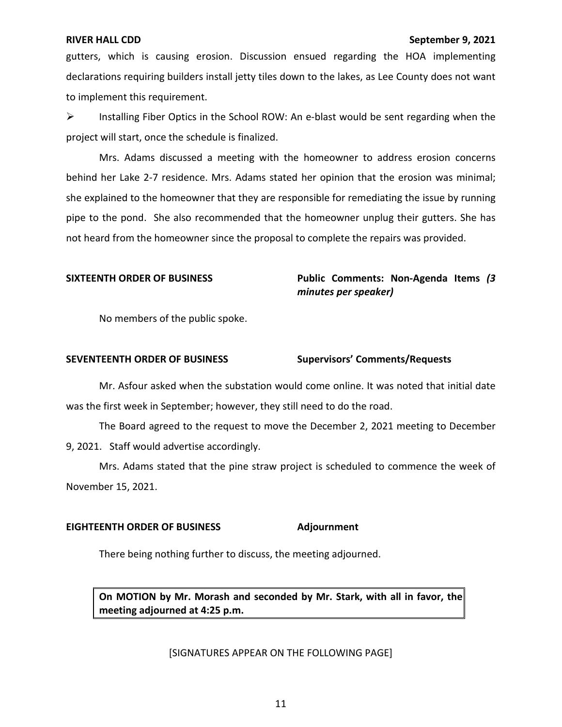gutters, which is causing erosion. Discussion ensued regarding the HOA implementing declarations requiring builders install jetty tiles down to the lakes, as Lee County does not want to implement this requirement.

➢ Installing Fiber Optics in the School ROW: An e-blast would be sent regarding when the project will start, once the schedule is finalized.

Mrs. Adams discussed a meeting with the homeowner to address erosion concerns behind her Lake 2-7 residence. Mrs. Adams stated her opinion that the erosion was minimal; she explained to the homeowner that they are responsible for remediating the issue by running pipe to the pond. She also recommended that the homeowner unplug their gutters. She has not heard from the homeowner since the proposal to complete the repairs was provided.

**SIXTEENTH ORDER OF BUSINESS** **Public Comments: Non-Agenda Items *(3 minutes per speaker)***

No members of the public spoke.

**SEVENTEENTH ORDER OF BUSINESS** **Supervisors' Comments/Requests**

Mr. Asfour asked when the substation would come online. It was noted that initial date was the first week in September; however, they still need to do the road.

The Board agreed to the request to move the December 2, 2021 meeting to December 9, 2021. Staff would advertise accordingly.

Mrs. Adams stated that the pine straw project is scheduled to commence the week of November 15, 2021.

**EIGHTEENTH ORDER OF BUSINESS** **Adjournment**

There being nothing further to discuss, the meeting adjourned.

**On MOTION by Mr. Morash and seconded by Mr. Stark, with all in favor, the meeting adjourned at 4:25 p.m.**

[SIGNATURES APPEAR ON THE FOLLOWING PAGE]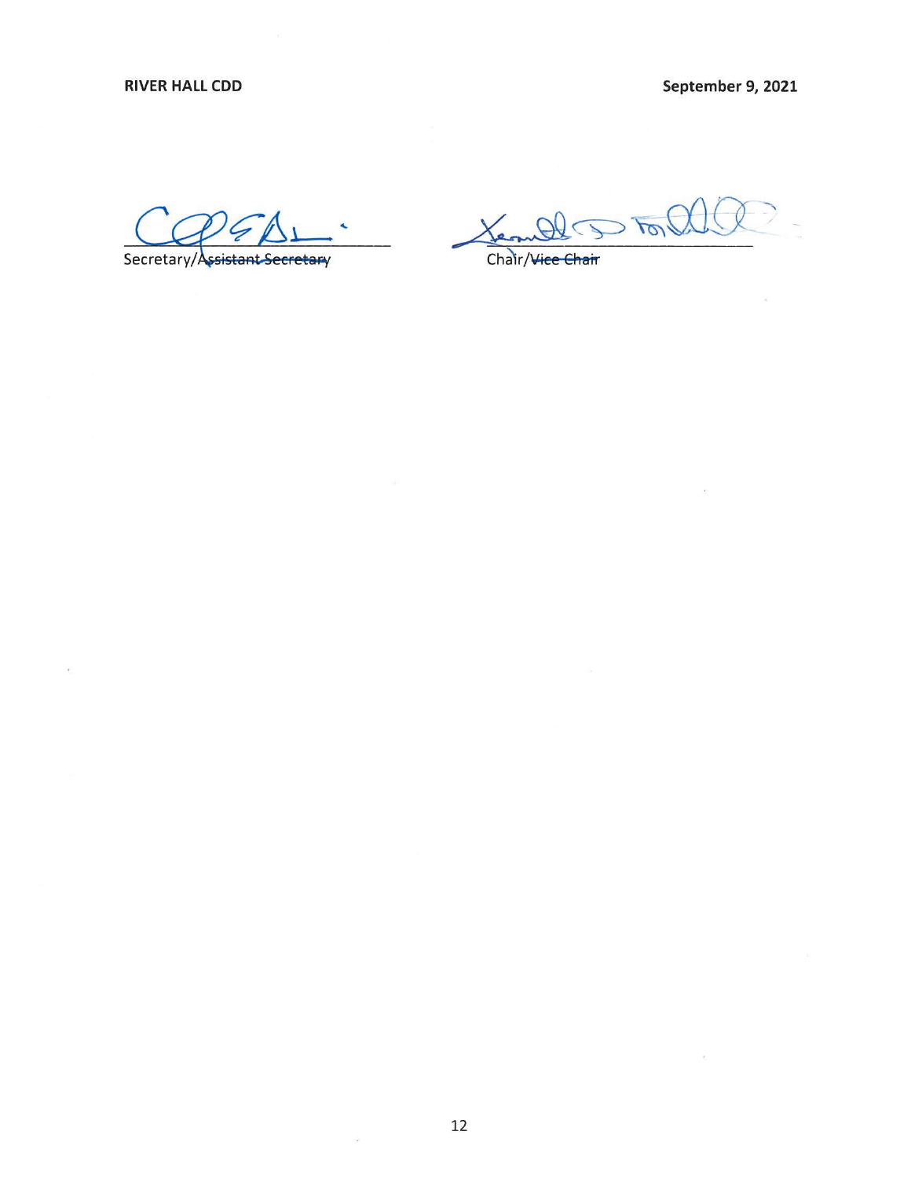\_\_\_\_\_\_\_\_\_\_\_\_\_\_\_\_\_\_\_\_\_\_\_\_\_\_\_\_\_\_
Secretary/~~Assistant Secretary~~

\_\_\_\_\_\_\_\_\_\_\_\_\_\_\_\_\_\_\_\_\_\_\_\_\_\_\_\_\_\_
Chair/~~Vice Chair~~